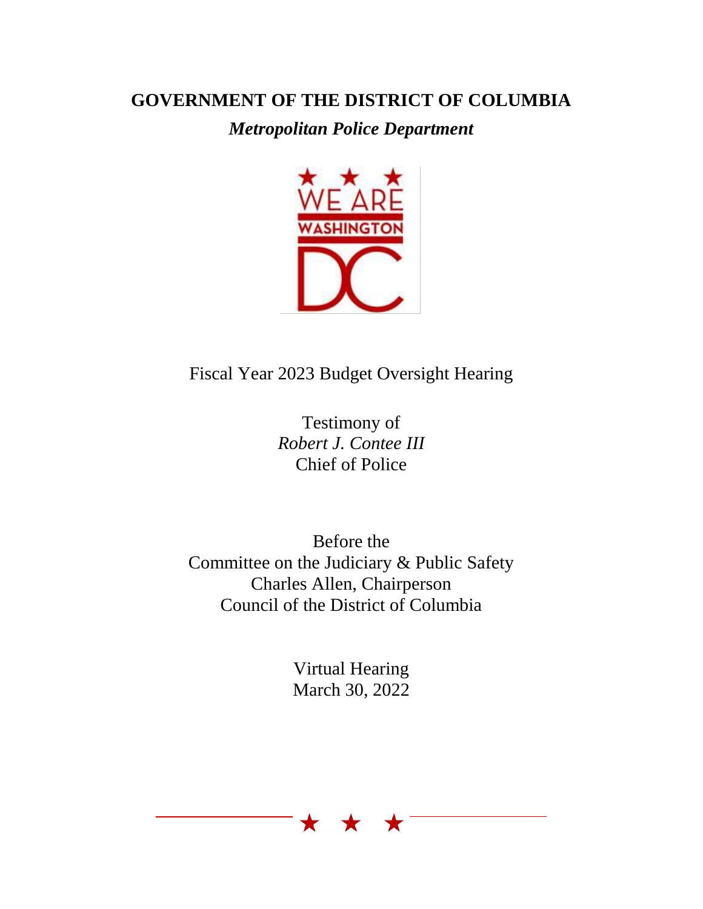# GOVERNMENT OF THE DISTRICT OF COLUMBIA

***Metropolitan Police Department***

Fiscal Year 2023 Budget Oversight Hearing

Testimony of
*Robert J. Contee III*
Chief of Police

Before the
Committee on the Judiciary & Public Safety
Charles Allen, Chairperson
Council of the District of Columbia

Virtual Hearing
March 30, 2022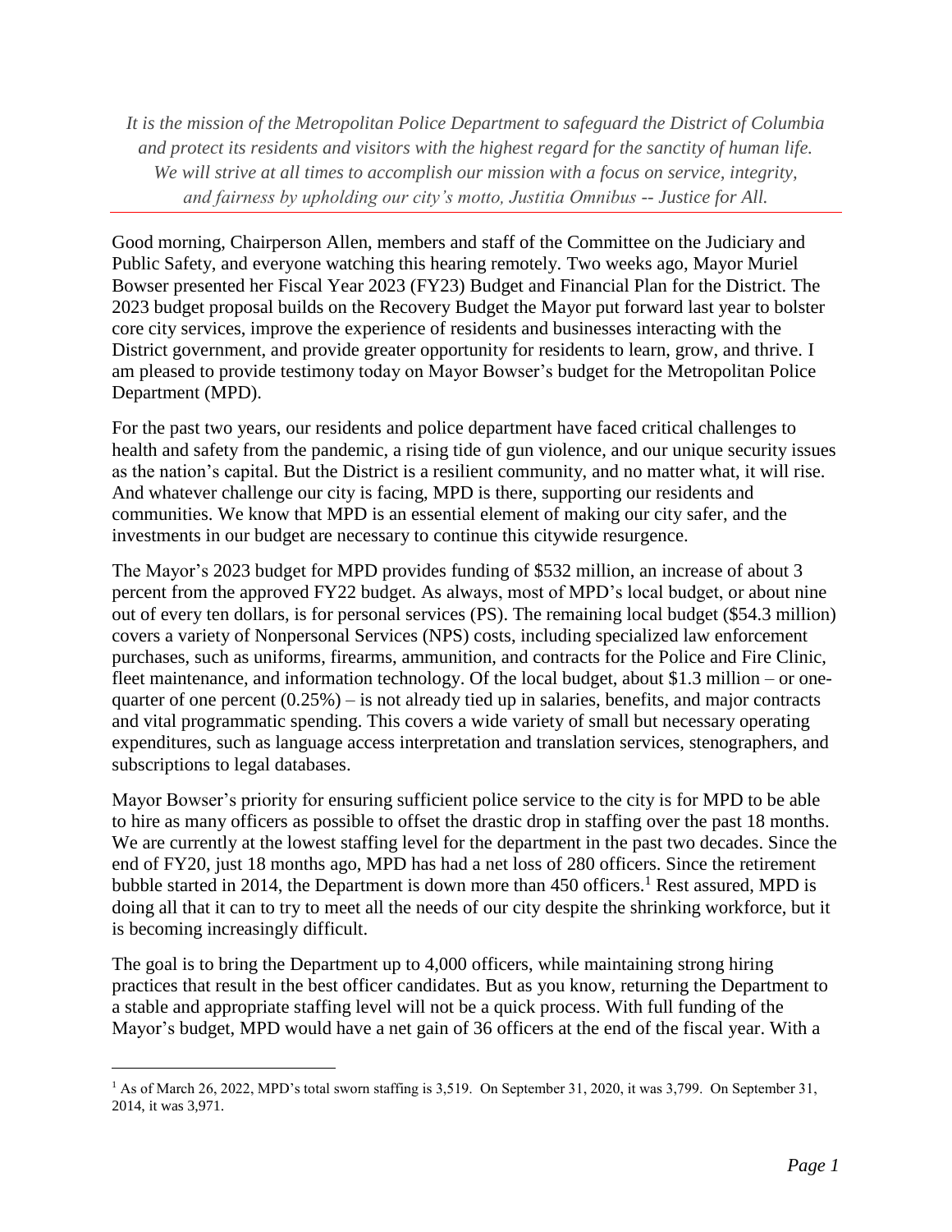*It is the mission of the Metropolitan Police Department to safeguard the District of Columbia and protect its residents and visitors with the highest regard for the sanctity of human life. We will strive at all times to accomplish our mission with a focus on service, integrity, and fairness by upholding our city's motto, Justitia Omnibus -- Justice for All.*

---

Good morning, Chairperson Allen, members and staff of the Committee on the Judiciary and Public Safety, and everyone watching this hearing remotely. Two weeks ago, Mayor Muriel Bowser presented her Fiscal Year 2023 (FY23) Budget and Financial Plan for the District. The 2023 budget proposal builds on the Recovery Budget the Mayor put forward last year to bolster core city services, improve the experience of residents and businesses interacting with the District government, and provide greater opportunity for residents to learn, grow, and thrive. I am pleased to provide testimony today on Mayor Bowser's budget for the Metropolitan Police Department (MPD).

For the past two years, our residents and police department have faced critical challenges to health and safety from the pandemic, a rising tide of gun violence, and our unique security issues as the nation's capital. But the District is a resilient community, and no matter what, it will rise. And whatever challenge our city is facing, MPD is there, supporting our residents and communities. We know that MPD is an essential element of making our city safer, and the investments in our budget are necessary to continue this citywide resurgence.

The Mayor's 2023 budget for MPD provides funding of $532 million, an increase of about 3 percent from the approved FY22 budget. As always, most of MPD's local budget, or about nine out of every ten dollars, is for personal services (PS). The remaining local budget ($54.3 million) covers a variety of Nonpersonal Services (NPS) costs, including specialized law enforcement purchases, such as uniforms, firearms, ammunition, and contracts for the Police and Fire Clinic, fleet maintenance, and information technology. Of the local budget, about $1.3 million – or one-quarter of one percent (0.25%) – is not already tied up in salaries, benefits, and major contracts and vital programmatic spending. This covers a wide variety of small but necessary operating expenditures, such as language access interpretation and translation services, stenographers, and subscriptions to legal databases.

Mayor Bowser's priority for ensuring sufficient police service to the city is for MPD to be able to hire as many officers as possible to offset the drastic drop in staffing over the past 18 months. We are currently at the lowest staffing level for the department in the past two decades. Since the end of FY20, just 18 months ago, MPD has had a net loss of 280 officers. Since the retirement bubble started in 2014, the Department is down more than 450 officers.[1] Rest assured, MPD is doing all that it can to try to meet all the needs of our city despite the shrinking workforce, but it is becoming increasingly difficult.

The goal is to bring the Department up to 4,000 officers, while maintaining strong hiring practices that result in the best officer candidates. But as you know, returning the Department to a stable and appropriate staffing level will not be a quick process. With full funding of the Mayor's budget, MPD would have a net gain of 36 officers at the end of the fiscal year. With a

---

[1] As of March 26, 2022, MPD's total sworn staffing is 3,519. On September 31, 2020, it was 3,799. On September 31, 2014, it was 3,971.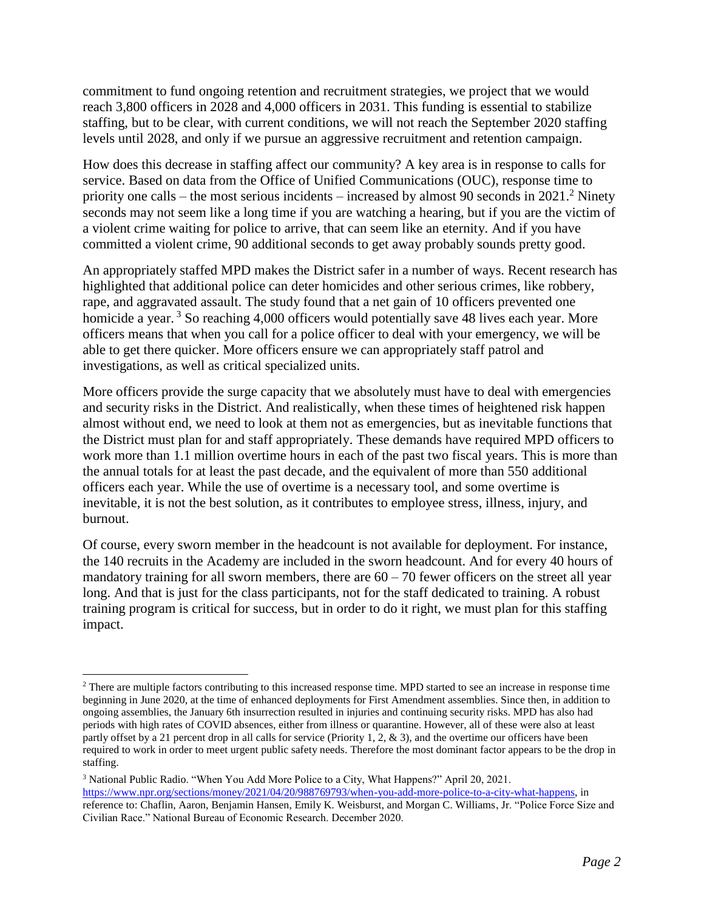commitment to fund ongoing retention and recruitment strategies, we project that we would reach 3,800 officers in 2028 and 4,000 officers in 2031. This funding is essential to stabilize staffing, but to be clear, with current conditions, we will not reach the September 2020 staffing levels until 2028, and only if we pursue an aggressive recruitment and retention campaign.

How does this decrease in staffing affect our community? A key area is in response to calls for service. Based on data from the Office of Unified Communications (OUC), response time to priority one calls – the most serious incidents – increased by almost 90 seconds in 2021.[2] Ninety seconds may not seem like a long time if you are watching a hearing, but if you are the victim of a violent crime waiting for police to arrive, that can seem like an eternity. And if you have committed a violent crime, 90 additional seconds to get away probably sounds pretty good.

An appropriately staffed MPD makes the District safer in a number of ways. Recent research has highlighted that additional police can deter homicides and other serious crimes, like robbery, rape, and aggravated assault. The study found that a net gain of 10 officers prevented one homicide a year.[3] So reaching 4,000 officers would potentially save 48 lives each year. More officers means that when you call for a police officer to deal with your emergency, we will be able to get there quicker. More officers ensure we can appropriately staff patrol and investigations, as well as critical specialized units.

More officers provide the surge capacity that we absolutely must have to deal with emergencies and security risks in the District. And realistically, when these times of heightened risk happen almost without end, we need to look at them not as emergencies, but as inevitable functions that the District must plan for and staff appropriately. These demands have required MPD officers to work more than 1.1 million overtime hours in each of the past two fiscal years. This is more than the annual totals for at least the past decade, and the equivalent of more than 550 additional officers each year. While the use of overtime is a necessary tool, and some overtime is inevitable, it is not the best solution, as it contributes to employee stress, illness, injury, and burnout.

Of course, every sworn member in the headcount is not available for deployment. For instance, the 140 recruits in the Academy are included in the sworn headcount. And for every 40 hours of mandatory training for all sworn members, there are 60 – 70 fewer officers on the street all year long. And that is just for the class participants, not for the staff dedicated to training. A robust training program is critical for success, but in order to do it right, we must plan for this staffing impact.

---

[2] There are multiple factors contributing to this increased response time. MPD started to see an increase in response time beginning in June 2020, at the time of enhanced deployments for First Amendment assemblies. Since then, in addition to ongoing assemblies, the January 6th insurrection resulted in injuries and continuing security risks. MPD has also had periods with high rates of COVID absences, either from illness or quarantine. However, all of these were also at least partly offset by a 21 percent drop in all calls for service (Priority 1, 2, & 3), and the overtime our officers have been required to work in order to meet urgent public safety needs. Therefore the most dominant factor appears to be the drop in staffing.

[3] National Public Radio. "When You Add More Police to a City, What Happens?" April 20, 2021. https://www.npr.org/sections/money/2021/04/20/988769793/when-you-add-more-police-to-a-city-what-happens, in reference to: Chaflin, Aaron, Benjamin Hansen, Emily K. Weisburst, and Morgan C. Williams, Jr. "Police Force Size and Civilian Race." National Bureau of Economic Research. December 2020.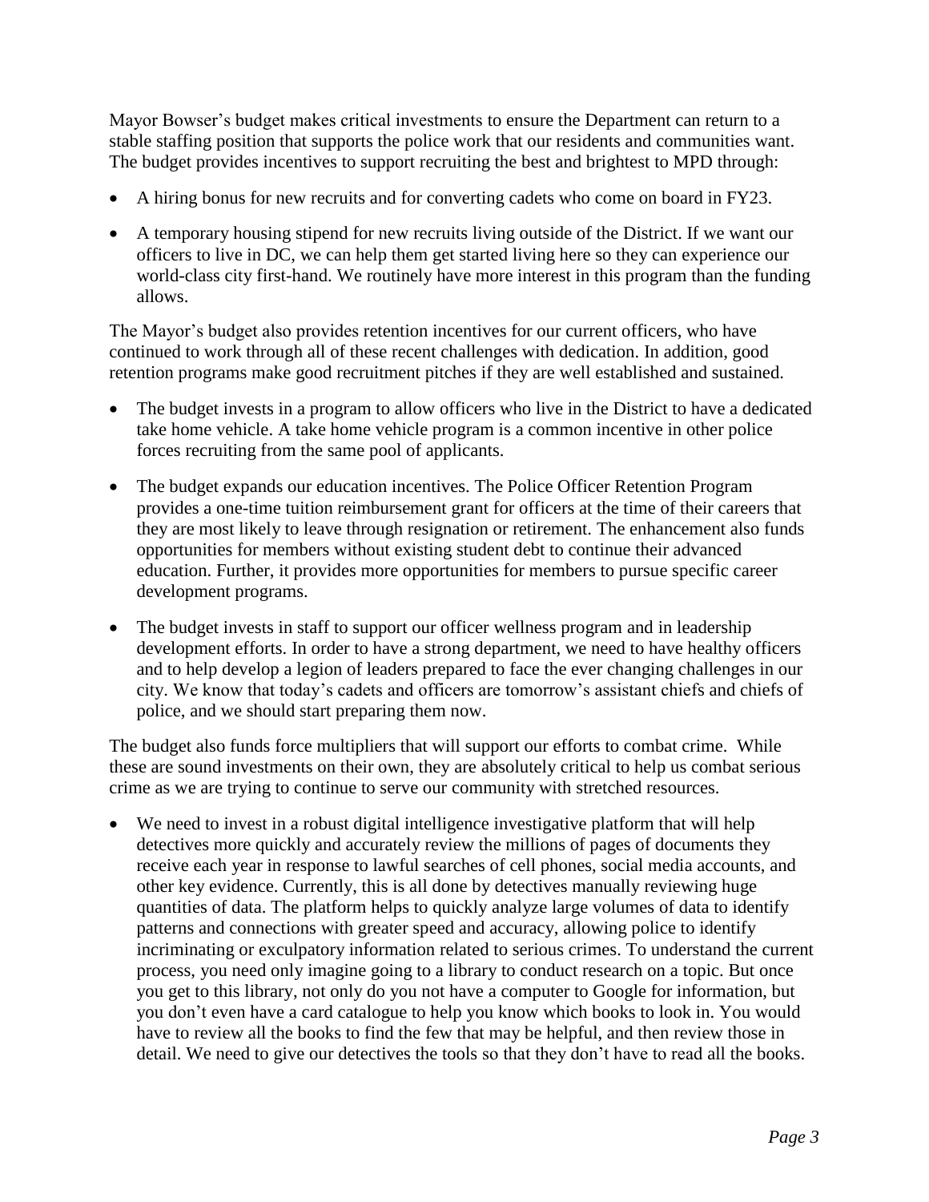Mayor Bowser's budget makes critical investments to ensure the Department can return to a stable staffing position that supports the police work that our residents and communities want. The budget provides incentives to support recruiting the best and brightest to MPD through:

- A hiring bonus for new recruits and for converting cadets who come on board in FY23.
- A temporary housing stipend for new recruits living outside of the District. If we want our officers to live in DC, we can help them get started living here so they can experience our world-class city first-hand. We routinely have more interest in this program than the funding allows.

The Mayor's budget also provides retention incentives for our current officers, who have continued to work through all of these recent challenges with dedication. In addition, good retention programs make good recruitment pitches if they are well established and sustained.

- The budget invests in a program to allow officers who live in the District to have a dedicated take home vehicle. A take home vehicle program is a common incentive in other police forces recruiting from the same pool of applicants.
- The budget expands our education incentives. The Police Officer Retention Program provides a one-time tuition reimbursement grant for officers at the time of their careers that they are most likely to leave through resignation or retirement. The enhancement also funds opportunities for members without existing student debt to continue their advanced education. Further, it provides more opportunities for members to pursue specific career development programs.
- The budget invests in staff to support our officer wellness program and in leadership development efforts. In order to have a strong department, we need to have healthy officers and to help develop a legion of leaders prepared to face the ever changing challenges in our city. We know that today's cadets and officers are tomorrow's assistant chiefs and chiefs of police, and we should start preparing them now.

The budget also funds force multipliers that will support our efforts to combat crime. While these are sound investments on their own, they are absolutely critical to help us combat serious crime as we are trying to continue to serve our community with stretched resources.

- We need to invest in a robust digital intelligence investigative platform that will help detectives more quickly and accurately review the millions of pages of documents they receive each year in response to lawful searches of cell phones, social media accounts, and other key evidence. Currently, this is all done by detectives manually reviewing huge quantities of data. The platform helps to quickly analyze large volumes of data to identify patterns and connections with greater speed and accuracy, allowing police to identify incriminating or exculpatory information related to serious crimes. To understand the current process, you need only imagine going to a library to conduct research on a topic. But once you get to this library, not only do you not have a computer to Google for information, but you don't even have a card catalogue to help you know which books to look in. You would have to review all the books to find the few that may be helpful, and then review those in detail. We need to give our detectives the tools so that they don't have to read all the books.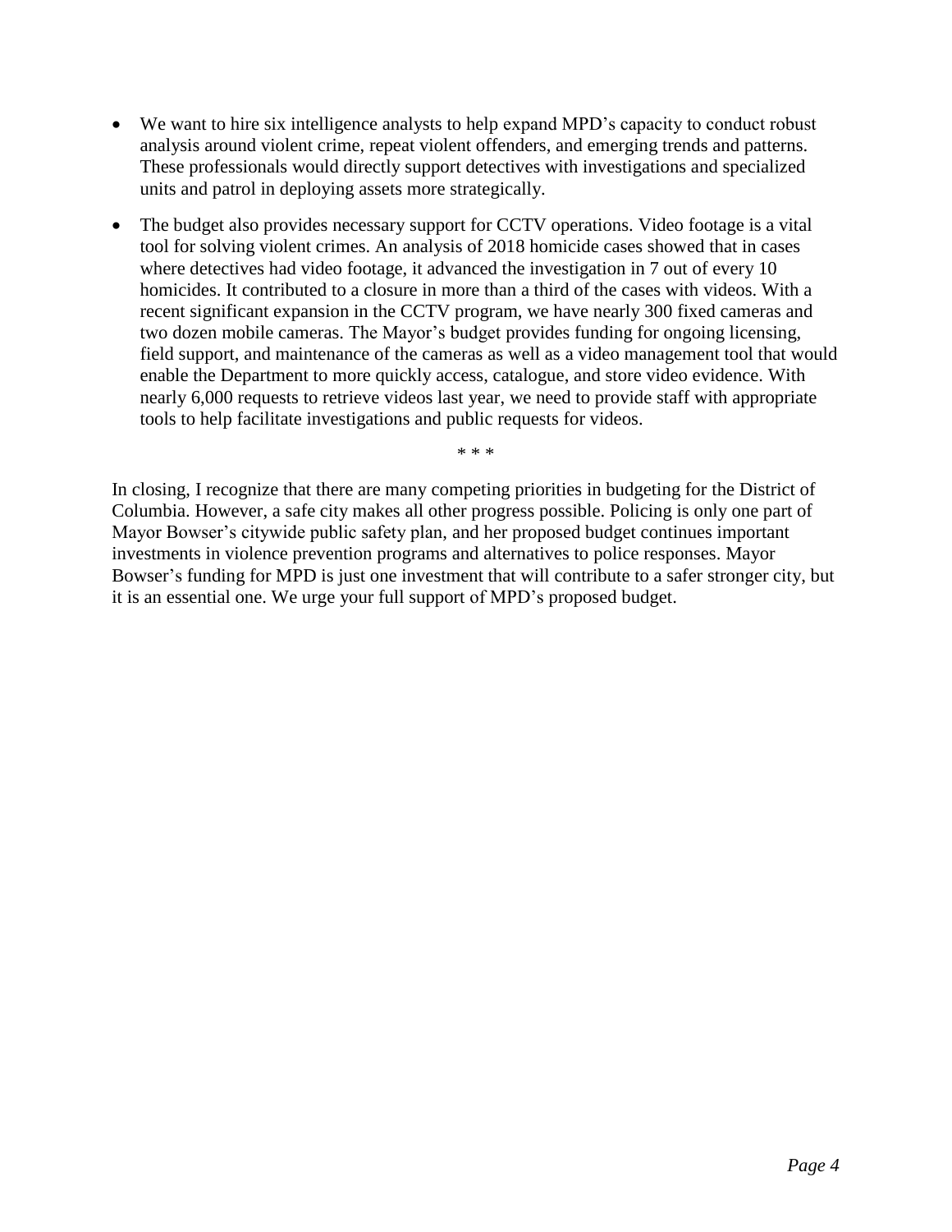- We want to hire six intelligence analysts to help expand MPD's capacity to conduct robust analysis around violent crime, repeat violent offenders, and emerging trends and patterns. These professionals would directly support detectives with investigations and specialized units and patrol in deploying assets more strategically.

- The budget also provides necessary support for CCTV operations. Video footage is a vital tool for solving violent crimes. An analysis of 2018 homicide cases showed that in cases where detectives had video footage, it advanced the investigation in 7 out of every 10 homicides. It contributed to a closure in more than a third of the cases with videos. With a recent significant expansion in the CCTV program, we have nearly 300 fixed cameras and two dozen mobile cameras. The Mayor's budget provides funding for ongoing licensing, field support, and maintenance of the cameras as well as a video management tool that would enable the Department to more quickly access, catalogue, and store video evidence. With nearly 6,000 requests to retrieve videos last year, we need to provide staff with appropriate tools to help facilitate investigations and public requests for videos.

\* \* \*

In closing, I recognize that there are many competing priorities in budgeting for the District of Columbia. However, a safe city makes all other progress possible. Policing is only one part of Mayor Bowser's citywide public safety plan, and her proposed budget continues important investments in violence prevention programs and alternatives to police responses. Mayor Bowser's funding for MPD is just one investment that will contribute to a safer stronger city, but it is an essential one. We urge your full support of MPD's proposed budget.